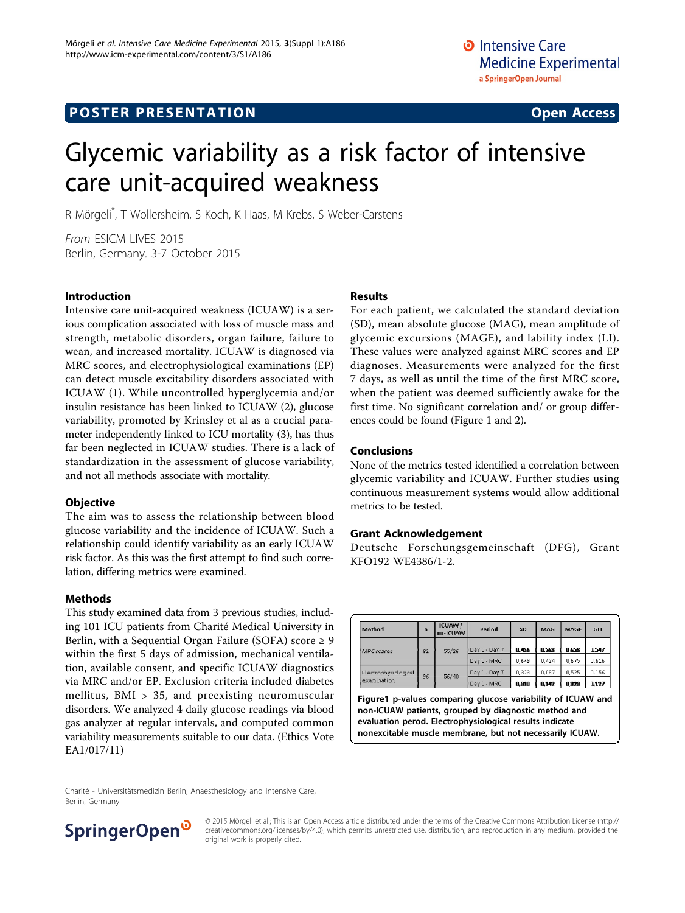## POSTER PRESENTATION

**Open Access**

# Glycemic variability as a risk factor of intensive care unit-acquired weakness

R Mörgeli*, T Wollersheim, S Koch, K Haas, M Krebs, S Weber-Carstens

*From* ESICM LIVES 2015
Berlin, Germany. 3-7 October 2015

### Introduction

Intensive care unit-acquired weakness (ICUAW) is a serious complication associated with loss of muscle mass and strength, metabolic disorders, organ failure, failure to wean, and increased mortality. ICUAW is diagnosed via MRC scores, and electrophysiological examinations (EP) can detect muscle excitability disorders associated with ICUAW (1). While uncontrolled hyperglycemia and/or insulin resistance has been linked to ICUAW (2), glucose variability, promoted by Krinsley et al as a crucial parameter independently linked to ICU mortality (3), has thus far been neglected in ICUAW studies. There is a lack of standardization in the assessment of glucose variability, and not all methods associate with mortality.

### Objective

The aim was to assess the relationship between blood glucose variability and the incidence of ICUAW. Such a relationship could identify variability as an early ICUAW risk factor. As this was the first attempt to find such correlation, differing metrics were examined.

### Methods

This study examined data from 3 previous studies, including 101 ICU patients from Charité Medical University in Berlin, with a Sequential Organ Failure (SOFA) score ≥ 9 within the first 5 days of admission, mechanical ventilation, available consent, and specific ICUAW diagnostics via MRC and/or EP. Exclusion criteria included diabetes mellitus, BMI > 35, and preexisting neuromuscular disorders. We analyzed 4 daily glucose readings via blood gas analyzer at regular intervals, and computed common variability measurements suitable to our data. (Ethics Vote EA1/017/11)

### Results

For each patient, we calculated the standard deviation (SD), mean absolute glucose (MAG), mean amplitude of glycemic excursions (MAGE), and lability index (LI). These values were analyzed against MRC scores and EP diagnoses. Measurements were analyzed for the first 7 days, as well as until the time of the first MRC score, when the patient was deemed sufficiently awake for the first time. No significant correlation and/ or group differences could be found (Figure 1 and 2).

### Conclusions

None of the metrics tested identified a correlation between glycemic variability and ICUAW. Further studies using continuous measurement systems would allow additional metrics to be tested.

### Grant Acknowledgement

Deutsche Forschungsgemeinschaft (DFG), Grant KFO192 WE4386/1-2.

| Method | n | ICUAW / no-ICUAW | Period | SD | MAG | MAGE | GLI |
|---|---|---|---|---|---|---|---|
| MRC scores | 81 | 55/26 | Day 1 - Day 7 | 0.456 | 0.563 | 0.658 | 1.547 |
| | | | Day 1 - MRC | 0,649 | 0,424 | 0,675 | 0,616 |
| Electrophysiological examination | 96 | 56/40 | Day 1 - Day 7 | 0,323 | 0,087 | 0,525 | 0,156 |
| | | | Day 1 - MRC | 0.810 | 0.142 | 0.323 | 1.127 |

**Figure1 p-values comparing glucose variability of ICUAW and non-ICUAW patients, grouped by diagnostic method and evaluation perod. Electrophysiological results indicate nonexcitable muscle membrane, but not necessarily ICUAW.**

Charité - Universitätsmedizin Berlin, Anaesthesiology and Intensive Care, Berlin, Germany

© 2015 Mörgeli et al.; This is an Open Access article distributed under the terms of the Creative Commons Attribution License (http://creativecommons.org/licenses/by/4.0), which permits unrestricted use, distribution, and reproduction in any medium, provided the original work is properly cited.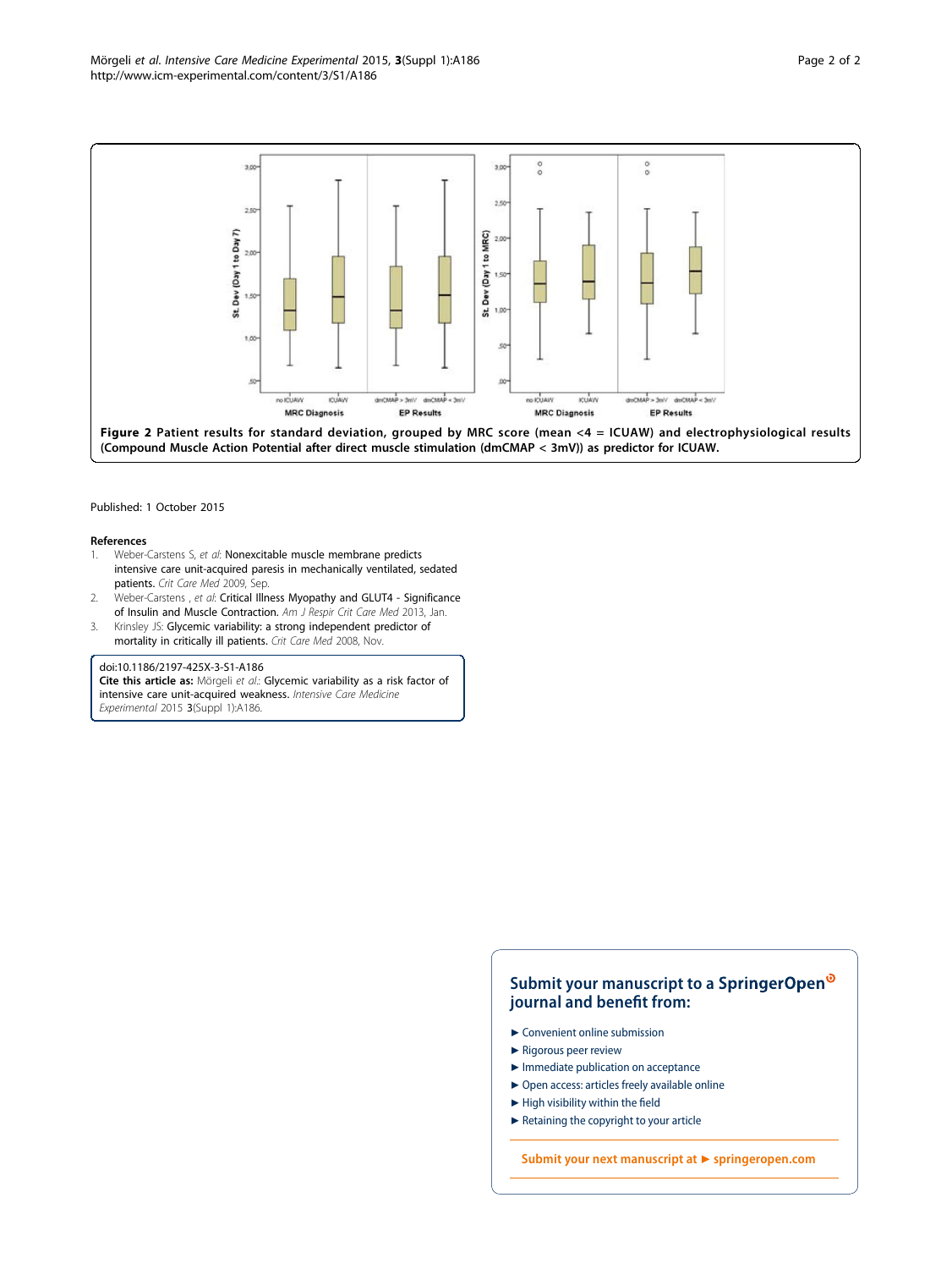St. Dev (Day 1 to Day 7)

3,00
2,50
2,00
1,50
1,00
,50

no ICUAW ICUAW dmCMAP > 3mV dmCMAP < 3mV

MRC Diagnosis EP Results

St. Dev (Day 1 to MRC)

3,00
2,50
2,00
1,50
1,00
,50
,00

no ICUAW ICUAW dmCMAP > 3mV dmCMAP < 3mV

MRC Diagnosis EP Results

**Figure 2** **Patient results for standard deviation, grouped by MRC score (mean <4 = ICUAW) and electrophysiological results (Compound Muscle Action Potential after direct muscle stimulation (dmCMAP < 3mV)) as predictor for ICUAW.**

Published: 1 October 2015

**References**

1. Weber-Carstens S, *et al*: Nonexcitable muscle membrane predicts intensive care unit-acquired paresis in mechanically ventilated, sedated patients. *Crit Care Med* 2009, Sep.
2. Weber-Carstens , *et al*: Critical Illness Myopathy and GLUT4 - Significance of Insulin and Muscle Contraction. *Am J Respir Crit Care Med* 2013, Jan.
3. Krinsley JS: Glycemic variability: a strong independent predictor of mortality in critically ill patients. *Crit Care Med* 2008, Nov.

doi:10.1186/2197-425X-3-S1-A186
**Cite this article as:** Mörgeli *et al.*: Glycemic variability as a risk factor of intensive care unit-acquired weakness. *Intensive Care Medicine Experimental* 2015 **3**(Suppl 1):A186.

**Submit your manuscript to a SpringerOpen journal and benefit from:**

- ► Convenient online submission
- ► Rigorous peer review
- ► Immediate publication on acceptance
- ► Open access: articles freely available online
- ► High visibility within the field
- ► Retaining the copyright to your article

**Submit your next manuscript at ► springeropen.com**